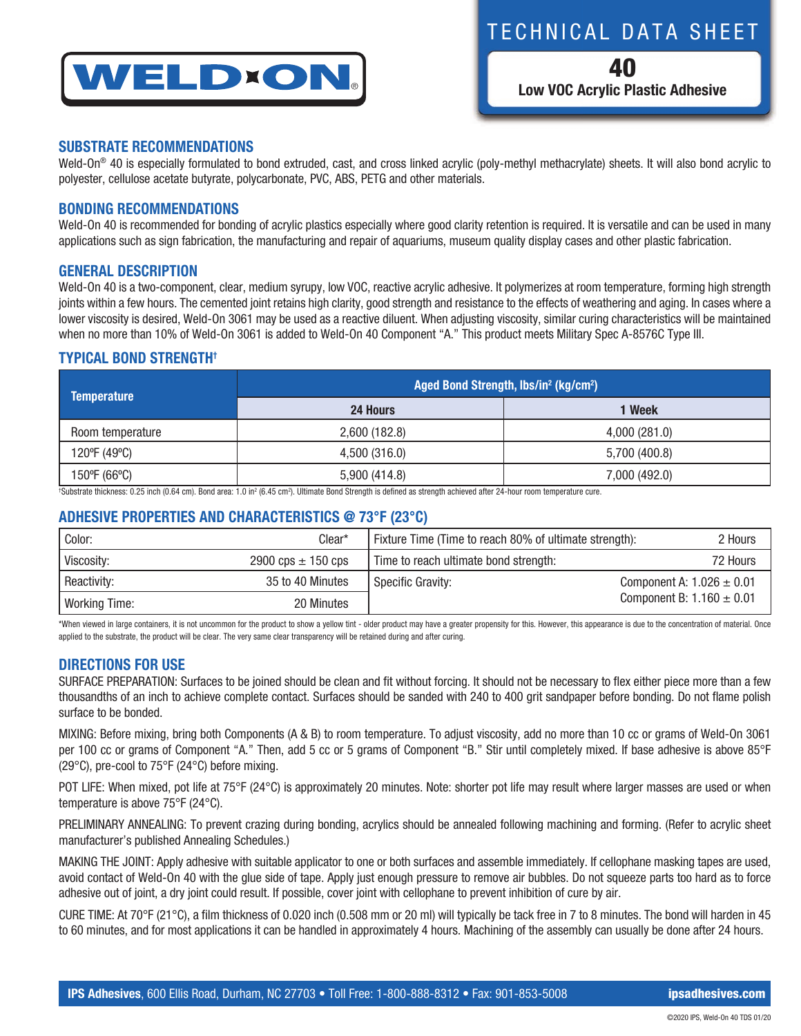WELD-ON®

# TECHNICAL DATA SHEET

## 40

**Low VOC Acrylic Plastic Adhesive**

### SUBSTRATE RECOMMENDATIONS

Weld-On® 40 is especially formulated to bond extruded, cast, and cross linked acrylic (poly-methyl methacrylate) sheets. It will also bond acrylic to polyester, cellulose acetate butyrate, polycarbonate, PVC, ABS, PETG and other materials.

### BONDING RECOMMENDATIONS

Weld-On 40 is recommended for bonding of acrylic plastics especially where good clarity retention is required. It is versatile and can be used in many applications such as sign fabrication, the manufacturing and repair of aquariums, museum quality display cases and other plastic fabrication.

### GENERAL DESCRIPTION

Weld-On 40 is a two-component, clear, medium syrupy, low VOC, reactive acrylic adhesive. It polymerizes at room temperature, forming high strength joints within a few hours. The cemented joint retains high clarity, good strength and resistance to the effects of weathering and aging. In cases where a lower viscosity is desired, Weld-On 3061 may be used as a reactive diluent. When adjusting viscosity, similar curing characteristics will be maintained when no more than 10% of Weld-On 3061 is added to Weld-On 40 Component "A." This product meets Military Spec A-8576C Type III.

### TYPICAL BOND STRENGTH†

| Temperature | Aged Bond Strength, lbs/in² (kg/cm²) | |
|---|---|---|
| | 24 Hours | 1 Week |
| Room temperature | 2,600 (182.8) | 4,000 (281.0) |
| 120ºF (49ºC) | 4,500 (316.0) | 5,700 (400.8) |
| 150ºF (66ºC) | 5,900 (414.8) | 7,000 (492.0) |

†Substrate thickness: 0.25 inch (0.64 cm). Bond area: 1.0 in² (6.45 cm²). Ultimate Bond Strength is defined as strength achieved after 24-hour room temperature cure.

### ADHESIVE PROPERTIES AND CHARACTERISTICS @ 73°F (23°C)

| | | | |
|---|---|---|---|
| Color: | Clear* | Fixture Time (Time to reach 80% of ultimate strength): | 2 Hours |
| Viscosity: | 2900 cps ± 150 cps | Time to reach ultimate bond strength: | 72 Hours |
| Reactivity: | 35 to 40 Minutes | Specific Gravity: | Component A: 1.026 ± 0.01<br>Component B: 1.160 ± 0.01 |
| Working Time: | 20 Minutes | | |

*When viewed in large containers, it is not uncommon for the product to show a yellow tint - older product may have a greater propensity for this. However, this appearance is due to the concentration of material. Once applied to the substrate, the product will be clear. The very same clear transparency will be retained during and after curing.

### DIRECTIONS FOR USE

SURFACE PREPARATION: Surfaces to be joined should be clean and fit without forcing. It should not be necessary to flex either piece more than a few thousandths of an inch to achieve complete contact. Surfaces should be sanded with 240 to 400 grit sandpaper before bonding. Do not flame polish surface to be bonded.

MIXING: Before mixing, bring both Components (A & B) to room temperature. To adjust viscosity, add no more than 10 cc or grams of Weld-On 3061 per 100 cc or grams of Component "A." Then, add 5 cc or 5 grams of Component "B." Stir until completely mixed. If base adhesive is above 85°F (29°C), pre-cool to 75°F (24°C) before mixing.

POT LIFE: When mixed, pot life at 75°F (24°C) is approximately 20 minutes. Note: shorter pot life may result where larger masses are used or when temperature is above 75°F (24°C).

PRELIMINARY ANNEALING: To prevent crazing during bonding, acrylics should be annealed following machining and forming. (Refer to acrylic sheet manufacturer's published Annealing Schedules.)

MAKING THE JOINT: Apply adhesive with suitable applicator to one or both surfaces and assemble immediately. If cellophane masking tapes are used, avoid contact of Weld-On 40 with the glue side of tape. Apply just enough pressure to remove air bubbles. Do not squeeze parts too hard as to force adhesive out of joint, a dry joint could result. If possible, cover joint with cellophane to prevent inhibition of cure by air.

CURE TIME: At 70°F (21°C), a film thickness of 0.020 inch (0.508 mm or 20 ml) will typically be tack free in 7 to 8 minutes. The bond will harden in 45 to 60 minutes, and for most applications it can be handled in approximately 4 hours. Machining of the assembly can usually be done after 24 hours.

**IPS Adhesives**, 600 Ellis Road, Durham, NC 27703 • Toll Free: 1-800-888-8312 • Fax: 901-853-5008 **ipsadhesives.com**

©2020 IPS, Weld-On 40 TDS 01/20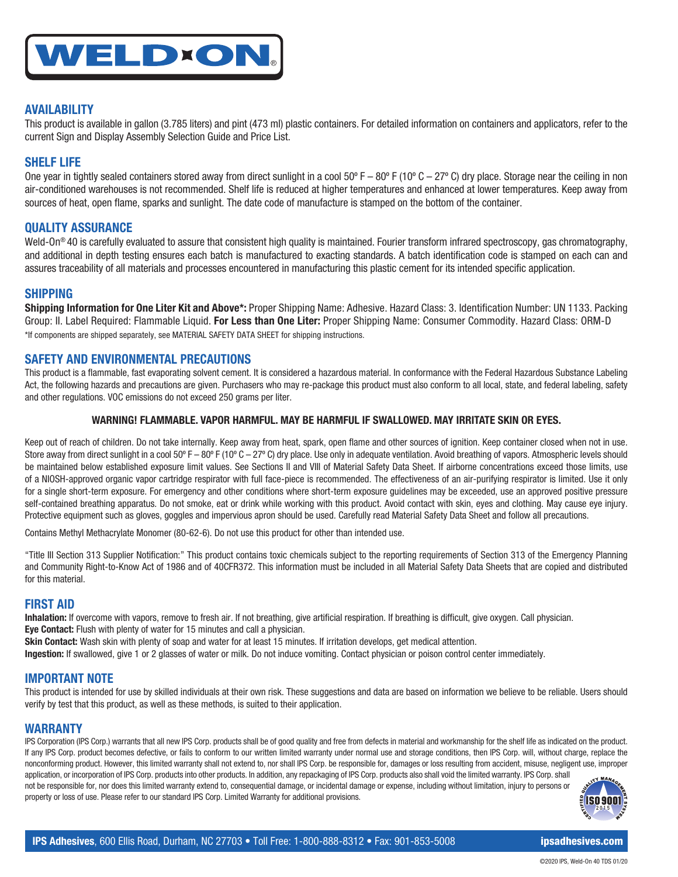## AVAILABILITY

This product is available in gallon (3.785 liters) and pint (473 ml) plastic containers. For detailed information on containers and applicators, refer to the current Sign and Display Assembly Selection Guide and Price List.

## SHELF LIFE

One year in tightly sealed containers stored away from direct sunlight in a cool 50º F – 80º F (10º C – 27º C) dry place. Storage near the ceiling in non air-conditioned warehouses is not recommended. Shelf life is reduced at higher temperatures and enhanced at lower temperatures. Keep away from sources of heat, open flame, sparks and sunlight. The date code of manufacture is stamped on the bottom of the container.

## QUALITY ASSURANCE

Weld-On® 40 is carefully evaluated to assure that consistent high quality is maintained. Fourier transform infrared spectroscopy, gas chromatography, and additional in depth testing ensures each batch is manufactured to exacting standards. A batch identification code is stamped on each can and assures traceability of all materials and processes encountered in manufacturing this plastic cement for its intended specific application.

## SHIPPING

**Shipping Information for One Liter Kit and Above\*:** Proper Shipping Name: Adhesive. Hazard Class: 3. Identification Number: UN 1133. Packing Group: II. Label Required: Flammable Liquid. **For Less than One Liter:** Proper Shipping Name: Consumer Commodity. Hazard Class: ORM-D

\*If components are shipped separately, see MATERIAL SAFETY DATA SHEET for shipping instructions.

## SAFETY AND ENVIRONMENTAL PRECAUTIONS

This product is a flammable, fast evaporating solvent cement. It is considered a hazardous material. In conformance with the Federal Hazardous Substance Labeling Act, the following hazards and precautions are given. Purchasers who may re-package this product must also conform to all local, state, and federal labeling, safety and other regulations. VOC emissions do not exceed 250 grams per liter.

**WARNING! FLAMMABLE. VAPOR HARMFUL. MAY BE HARMFUL IF SWALLOWED. MAY IRRITATE SKIN OR EYES.**

Keep out of reach of children. Do not take internally. Keep away from heat, spark, open flame and other sources of ignition. Keep container closed when not in use. Store away from direct sunlight in a cool 50º F – 80º F (10º C – 27º C) dry place. Use only in adequate ventilation. Avoid breathing of vapors. Atmospheric levels should be maintained below established exposure limit values. See Sections II and VIII of Material Safety Data Sheet. If airborne concentrations exceed those limits, use of a NIOSH-approved organic vapor cartridge respirator with full face-piece is recommended. The effectiveness of an air-purifying respirator is limited. Use it only for a single short-term exposure. For emergency and other conditions where short-term exposure guidelines may be exceeded, use an approved positive pressure self-contained breathing apparatus. Do not smoke, eat or drink while working with this product. Avoid contact with skin, eyes and clothing. May cause eye injury. Protective equipment such as gloves, goggles and impervious apron should be used. Carefully read Material Safety Data Sheet and follow all precautions.

Contains Methyl Methacrylate Monomer (80-62-6). Do not use this product for other than intended use.

"Title III Section 313 Supplier Notification:" This product contains toxic chemicals subject to the reporting requirements of Section 313 of the Emergency Planning and Community Right-to-Know Act of 1986 and of 40CFR372. This information must be included in all Material Safety Data Sheets that are copied and distributed for this material.

## FIRST AID

**Inhalation:** If overcome with vapors, remove to fresh air. If not breathing, give artificial respiration. If breathing is difficult, give oxygen. Call physician.
**Eye Contact:** Flush with plenty of water for 15 minutes and call a physician.
**Skin Contact:** Wash skin with plenty of soap and water for at least 15 minutes. If irritation develops, get medical attention.
**Ingestion:** If swallowed, give 1 or 2 glasses of water or milk. Do not induce vomiting. Contact physician or poison control center immediately.

## IMPORTANT NOTE

This product is intended for use by skilled individuals at their own risk. These suggestions and data are based on information we believe to be reliable. Users should verify by test that this product, as well as these methods, is suited to their application.

## WARRANTY

IPS Corporation (IPS Corp.) warrants that all new IPS Corp. products shall be of good quality and free from defects in material and workmanship for the shelf life as indicated on the product. If any IPS Corp. product becomes defective, or fails to conform to our written limited warranty under normal use and storage conditions, then IPS Corp. will, without charge, replace the nonconforming product. However, this limited warranty shall not extend to, nor shall IPS Corp. be responsible for, damages or loss resulting from accident, misuse, negligent use, improper application, or incorporation of IPS Corp. products into other products. In addition, any repackaging of IPS Corp. products also shall void the limited warranty. IPS Corp. shall not be responsible for, nor does this limited warranty extend to, consequential damage, or incidental damage or expense, including without limitation, injury to persons or property or loss of use. Please refer to our standard IPS Corp. Limited Warranty for additional provisions.

**IPS Adhesives**, 600 Ellis Road, Durham, NC 27703 • Toll Free: 1-800-888-8312 • Fax: 901-853-5008 **ipsadhesives.com**

©2020 IPS, Weld-On 40 TDS 01/20